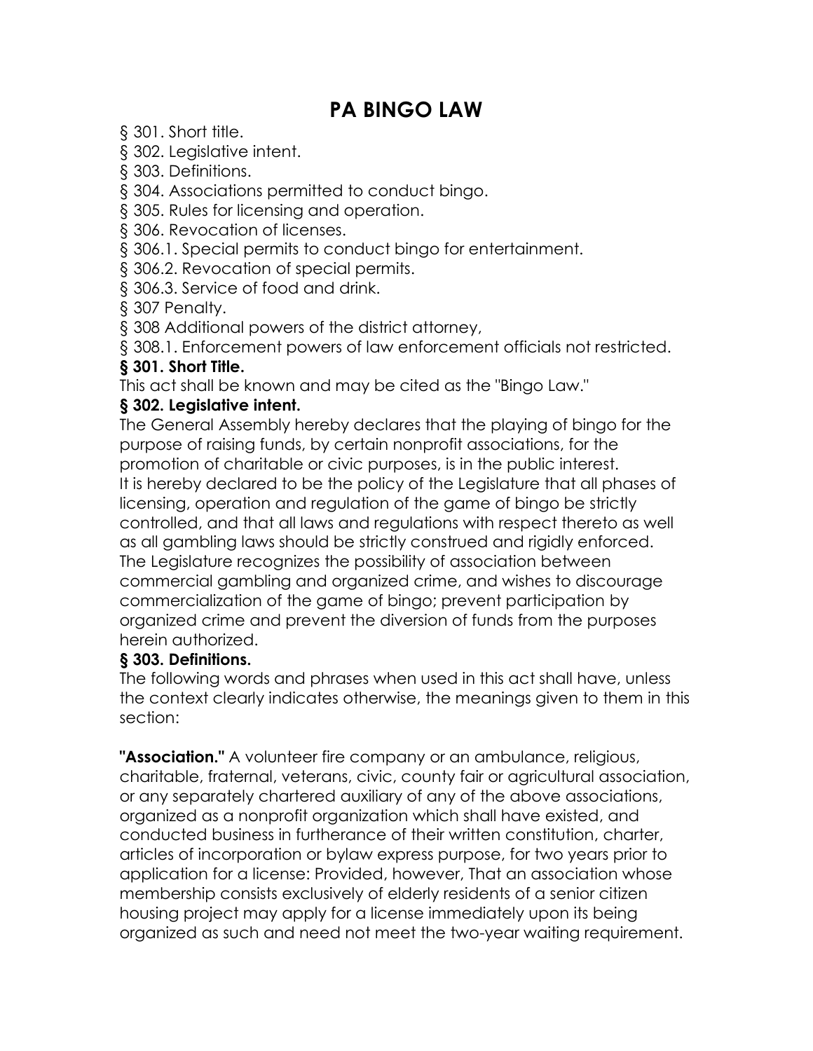# PA BINGO LAW

§ 301. Short title.
§ 302. Legislative intent.
§ 303. Definitions.
§ 304. Associations permitted to conduct bingo.
§ 305. Rules for licensing and operation.
§ 306. Revocation of licenses.
§ 306.1. Special permits to conduct bingo for entertainment.
§ 306.2. Revocation of special permits.
§ 306.3. Service of food and drink.
§ 307 Penalty.
§ 308 Additional powers of the district attorney,
§ 308.1. Enforcement powers of law enforcement officials not restricted.

**§ 301. Short Title.**

This act shall be known and may be cited as the "Bingo Law."

**§ 302. Legislative intent.**

The General Assembly hereby declares that the playing of bingo for the purpose of raising funds, by certain nonprofit associations, for the promotion of charitable or civic purposes, is in the public interest.
It is hereby declared to be the policy of the Legislature that all phases of licensing, operation and regulation of the game of bingo be strictly controlled, and that all laws and regulations with respect thereto as well as all gambling laws should be strictly construed and rigidly enforced.
The Legislature recognizes the possibility of association between commercial gambling and organized crime, and wishes to discourage commercialization of the game of bingo; prevent participation by organized crime and prevent the diversion of funds from the purposes herein authorized.

**§ 303. Definitions.**

The following words and phrases when used in this act shall have, unless the context clearly indicates otherwise, the meanings given to them in this section:

**"Association."** A volunteer fire company or an ambulance, religious, charitable, fraternal, veterans, civic, county fair or agricultural association, or any separately chartered auxiliary of any of the above associations, organized as a nonprofit organization which shall have existed, and conducted business in furtherance of their written constitution, charter, articles of incorporation or bylaw express purpose, for two years prior to application for a license: Provided, however, That an association whose membership consists exclusively of elderly residents of a senior citizen housing project may apply for a license immediately upon its being organized as such and need not meet the two-year waiting requirement.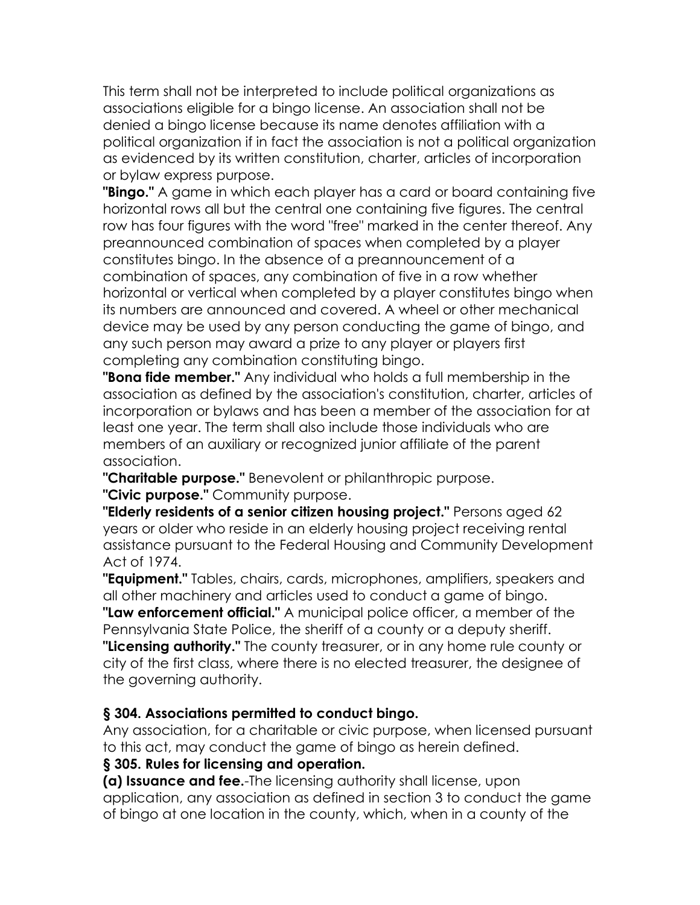This term shall not be interpreted to include political organizations as associations eligible for a bingo license. An association shall not be denied a bingo license because its name denotes affiliation with a political organization if in fact the association is not a political organization as evidenced by its written constitution, charter, articles of incorporation or bylaw express purpose.

**"Bingo."** A game in which each player has a card or board containing five horizontal rows all but the central one containing five figures. The central row has four figures with the word "free" marked in the center thereof. Any preannounced combination of spaces when completed by a player constitutes bingo. In the absence of a preannouncement of a combination of spaces, any combination of five in a row whether horizontal or vertical when completed by a player constitutes bingo when its numbers are announced and covered. A wheel or other mechanical device may be used by any person conducting the game of bingo, and any such person may award a prize to any player or players first completing any combination constituting bingo.

**"Bona fide member."** Any individual who holds a full membership in the association as defined by the association's constitution, charter, articles of incorporation or bylaws and has been a member of the association for at least one year. The term shall also include those individuals who are members of an auxiliary or recognized junior affiliate of the parent association.

**"Charitable purpose."** Benevolent or philanthropic purpose.

**"Civic purpose."** Community purpose.

**"Elderly residents of a senior citizen housing project."** Persons aged 62 years or older who reside in an elderly housing project receiving rental assistance pursuant to the Federal Housing and Community Development Act of 1974.

**"Equipment."** Tables, chairs, cards, microphones, amplifiers, speakers and all other machinery and articles used to conduct a game of bingo.

**"Law enforcement official."** A municipal police officer, a member of the Pennsylvania State Police, the sheriff of a county or a deputy sheriff.

**"Licensing authority."** The county treasurer, or in any home rule county or city of the first class, where there is no elected treasurer, the designee of the governing authority.

### § 304. Associations permitted to conduct bingo.

Any association, for a charitable or civic purpose, when licensed pursuant to this act, may conduct the game of bingo as herein defined.

### § 305. Rules for licensing and operation.

**(a) Issuance and fee.**-The licensing authority shall license, upon application, any association as defined in section 3 to conduct the game of bingo at one location in the county, which, when in a county of the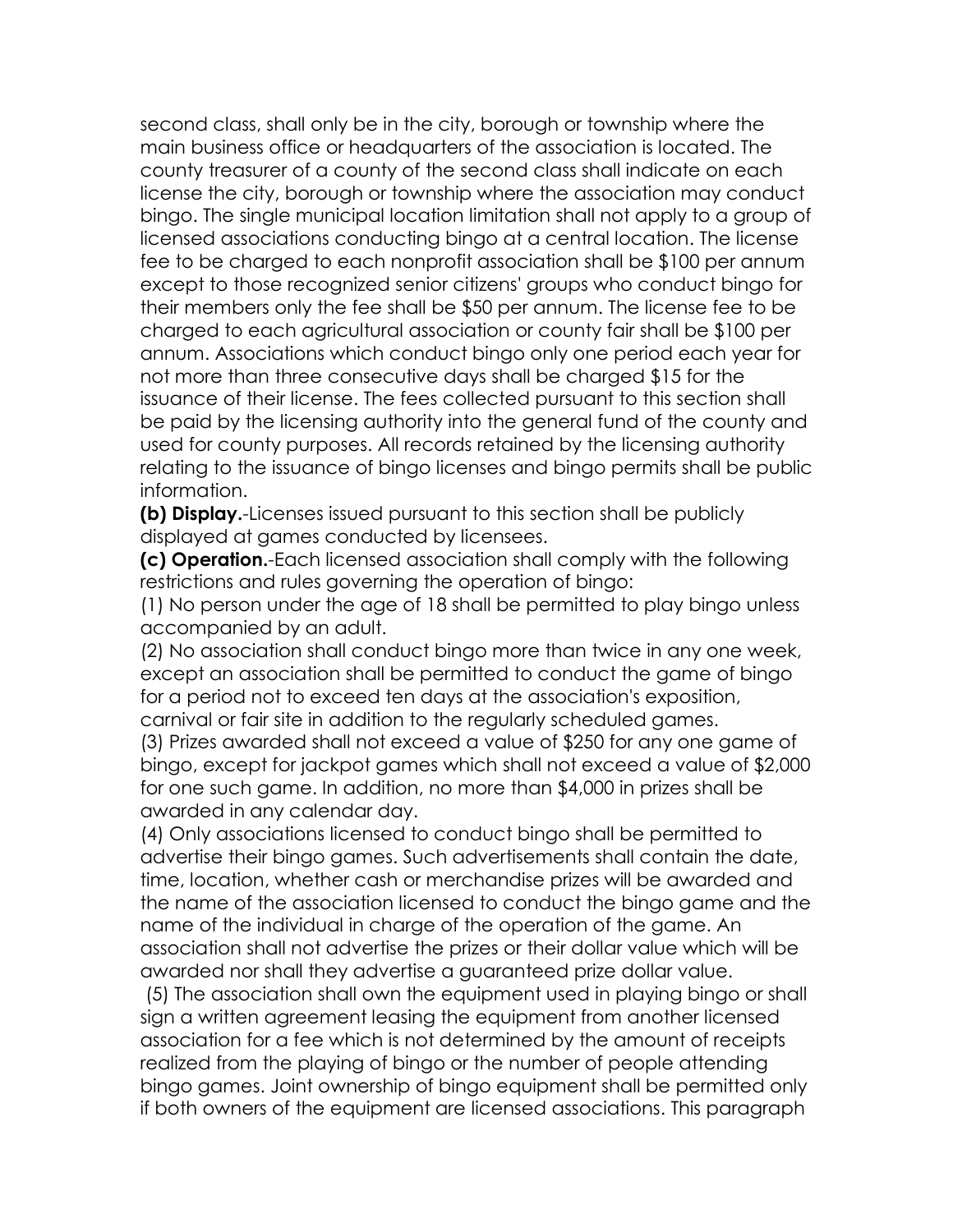second class, shall only be in the city, borough or township where the main business office or headquarters of the association is located. The county treasurer of a county of the second class shall indicate on each license the city, borough or township where the association may conduct bingo. The single municipal location limitation shall not apply to a group of licensed associations conducting bingo at a central location. The license fee to be charged to each nonprofit association shall be $100 per annum except to those recognized senior citizens' groups who conduct bingo for their members only the fee shall be $50 per annum. The license fee to be charged to each agricultural association or county fair shall be $100 per annum. Associations which conduct bingo only one period each year for not more than three consecutive days shall be charged $15 for the issuance of their license. The fees collected pursuant to this section shall be paid by the licensing authority into the general fund of the county and used for county purposes. All records retained by the licensing authority relating to the issuance of bingo licenses and bingo permits shall be public information.

**(b) Display.**-Licenses issued pursuant to this section shall be publicly displayed at games conducted by licensees.

**(c) Operation.**-Each licensed association shall comply with the following restrictions and rules governing the operation of bingo:

(1) No person under the age of 18 shall be permitted to play bingo unless accompanied by an adult.

(2) No association shall conduct bingo more than twice in any one week, except an association shall be permitted to conduct the game of bingo for a period not to exceed ten days at the association's exposition, carnival or fair site in addition to the regularly scheduled games.

(3) Prizes awarded shall not exceed a value of $250 for any one game of bingo, except for jackpot games which shall not exceed a value of $2,000 for one such game. In addition, no more than $4,000 in prizes shall be awarded in any calendar day.

(4) Only associations licensed to conduct bingo shall be permitted to advertise their bingo games. Such advertisements shall contain the date, time, location, whether cash or merchandise prizes will be awarded and the name of the association licensed to conduct the bingo game and the name of the individual in charge of the operation of the game. An association shall not advertise the prizes or their dollar value which will be awarded nor shall they advertise a guaranteed prize dollar value.

(5) The association shall own the equipment used in playing bingo or shall sign a written agreement leasing the equipment from another licensed association for a fee which is not determined by the amount of receipts realized from the playing of bingo or the number of people attending bingo games. Joint ownership of bingo equipment shall be permitted only if both owners of the equipment are licensed associations. This paragraph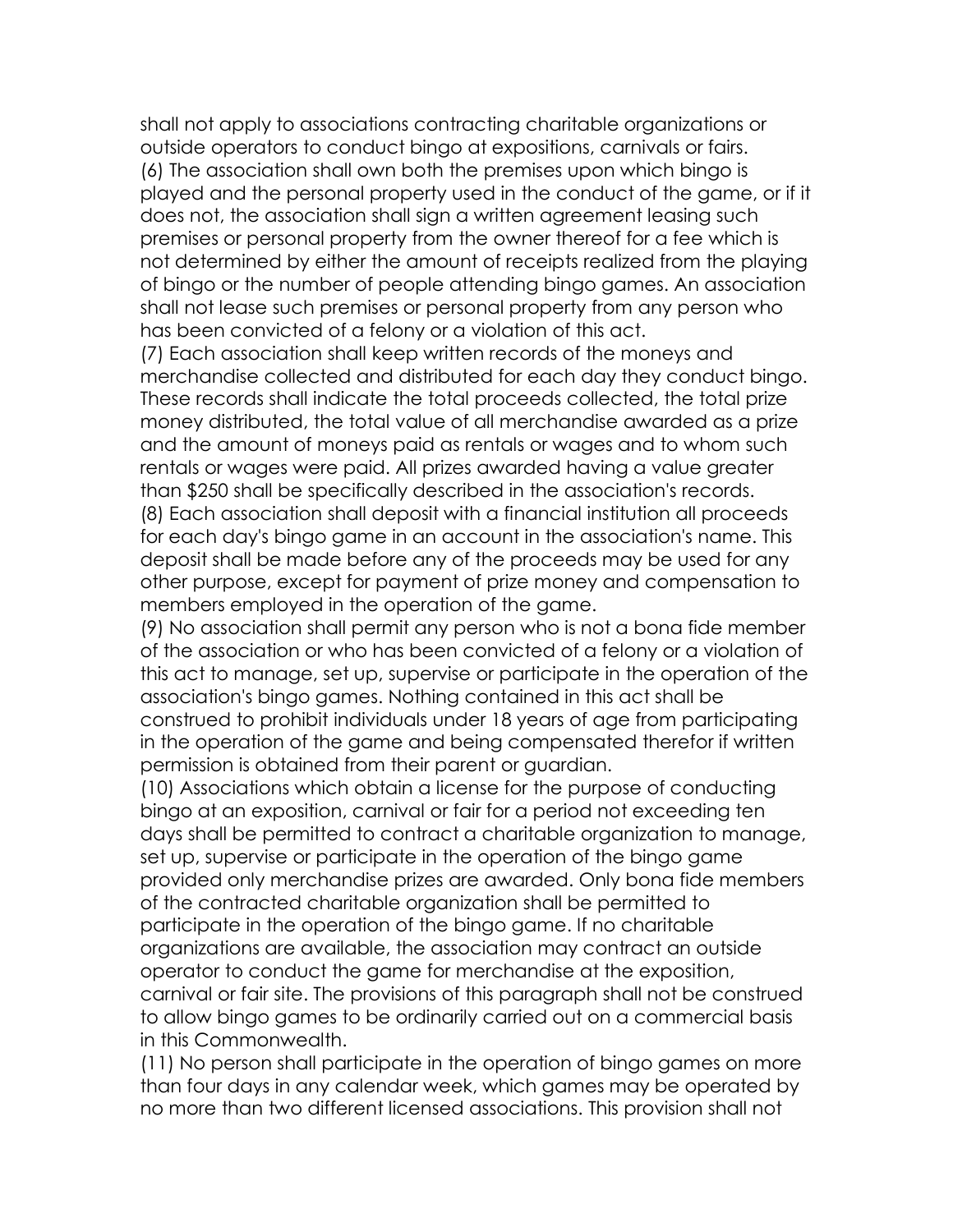shall not apply to associations contracting charitable organizations or outside operators to conduct bingo at expositions, carnivals or fairs.

(6) The association shall own both the premises upon which bingo is played and the personal property used in the conduct of the game, or if it does not, the association shall sign a written agreement leasing such premises or personal property from the owner thereof for a fee which is not determined by either the amount of receipts realized from the playing of bingo or the number of people attending bingo games. An association shall not lease such premises or personal property from any person who has been convicted of a felony or a violation of this act.

(7) Each association shall keep written records of the moneys and merchandise collected and distributed for each day they conduct bingo. These records shall indicate the total proceeds collected, the total prize money distributed, the total value of all merchandise awarded as a prize and the amount of moneys paid as rentals or wages and to whom such rentals or wages were paid. All prizes awarded having a value greater than $250 shall be specifically described in the association's records.

(8) Each association shall deposit with a financial institution all proceeds for each day's bingo game in an account in the association's name. This deposit shall be made before any of the proceeds may be used for any other purpose, except for payment of prize money and compensation to members employed in the operation of the game.

(9) No association shall permit any person who is not a bona fide member of the association or who has been convicted of a felony or a violation of this act to manage, set up, supervise or participate in the operation of the association's bingo games. Nothing contained in this act shall be construed to prohibit individuals under 18 years of age from participating in the operation of the game and being compensated therefor if written permission is obtained from their parent or guardian.

(10) Associations which obtain a license for the purpose of conducting bingo at an exposition, carnival or fair for a period not exceeding ten days shall be permitted to contract a charitable organization to manage, set up, supervise or participate in the operation of the bingo game provided only merchandise prizes are awarded. Only bona fide members of the contracted charitable organization shall be permitted to participate in the operation of the bingo game. If no charitable organizations are available, the association may contract an outside operator to conduct the game for merchandise at the exposition, carnival or fair site. The provisions of this paragraph shall not be construed to allow bingo games to be ordinarily carried out on a commercial basis in this Commonwealth.

(11) No person shall participate in the operation of bingo games on more than four days in any calendar week, which games may be operated by no more than two different licensed associations. This provision shall not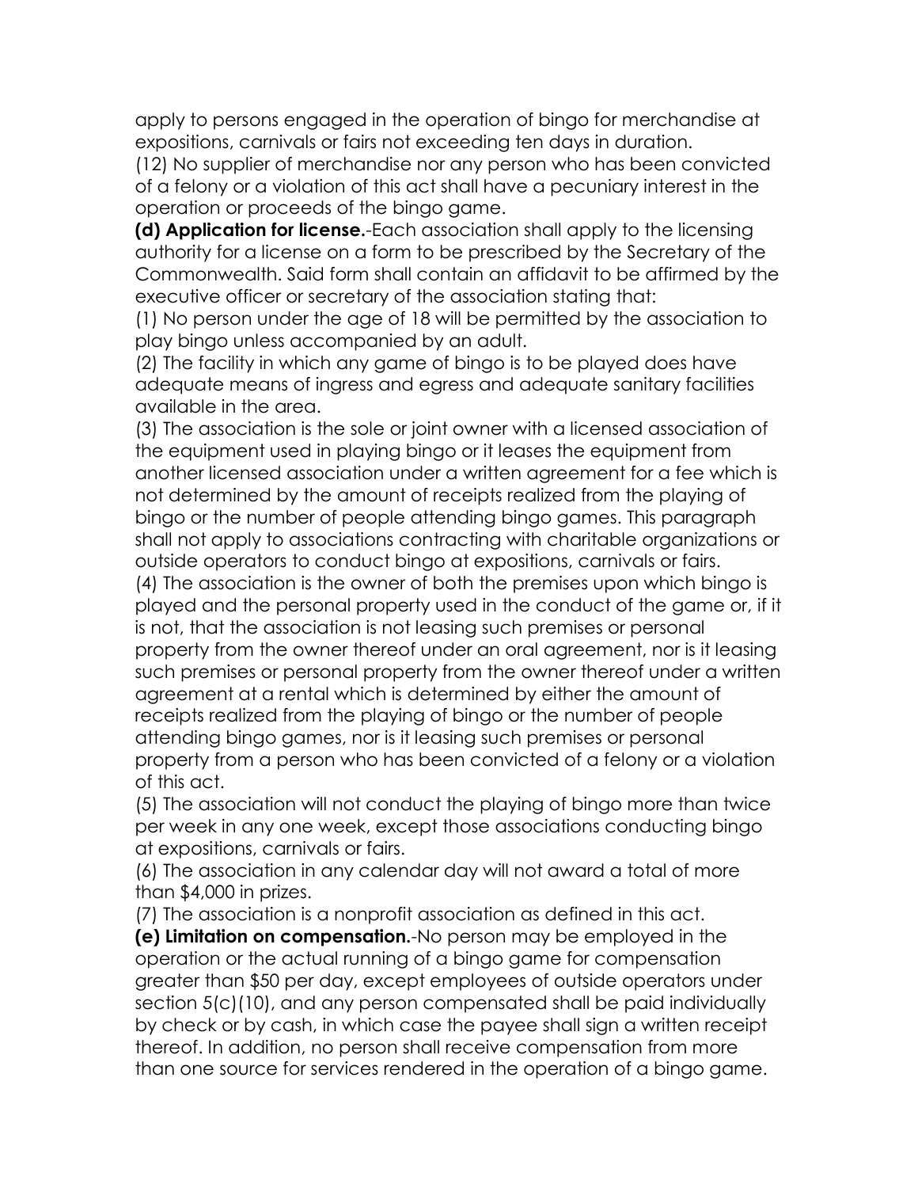apply to persons engaged in the operation of bingo for merchandise at expositions, carnivals or fairs not exceeding ten days in duration.

(12) No supplier of merchandise nor any person who has been convicted of a felony or a violation of this act shall have a pecuniary interest in the operation or proceeds of the bingo game.

**(d) Application for license.**-Each association shall apply to the licensing authority for a license on a form to be prescribed by the Secretary of the Commonwealth. Said form shall contain an affidavit to be affirmed by the executive officer or secretary of the association stating that:

(1) No person under the age of 18 will be permitted by the association to play bingo unless accompanied by an adult.

(2) The facility in which any game of bingo is to be played does have adequate means of ingress and egress and adequate sanitary facilities available in the area.

(3) The association is the sole or joint owner with a licensed association of the equipment used in playing bingo or it leases the equipment from another licensed association under a written agreement for a fee which is not determined by the amount of receipts realized from the playing of bingo or the number of people attending bingo games. This paragraph shall not apply to associations contracting with charitable organizations or outside operators to conduct bingo at expositions, carnivals or fairs.

(4) The association is the owner of both the premises upon which bingo is played and the personal property used in the conduct of the game or, if it is not, that the association is not leasing such premises or personal property from the owner thereof under an oral agreement, nor is it leasing such premises or personal property from the owner thereof under a written agreement at a rental which is determined by either the amount of receipts realized from the playing of bingo or the number of people attending bingo games, nor is it leasing such premises or personal property from a person who has been convicted of a felony or a violation of this act.

(5) The association will not conduct the playing of bingo more than twice per week in any one week, except those associations conducting bingo at expositions, carnivals or fairs.

(6) The association in any calendar day will not award a total of more than $4,000 in prizes.

(7) The association is a nonprofit association as defined in this act.

**(e) Limitation on compensation.**-No person may be employed in the operation or the actual running of a bingo game for compensation greater than $50 per day, except employees of outside operators under section 5(c)(10), and any person compensated shall be paid individually by check or by cash, in which case the payee shall sign a written receipt thereof. In addition, no person shall receive compensation from more than one source for services rendered in the operation of a bingo game.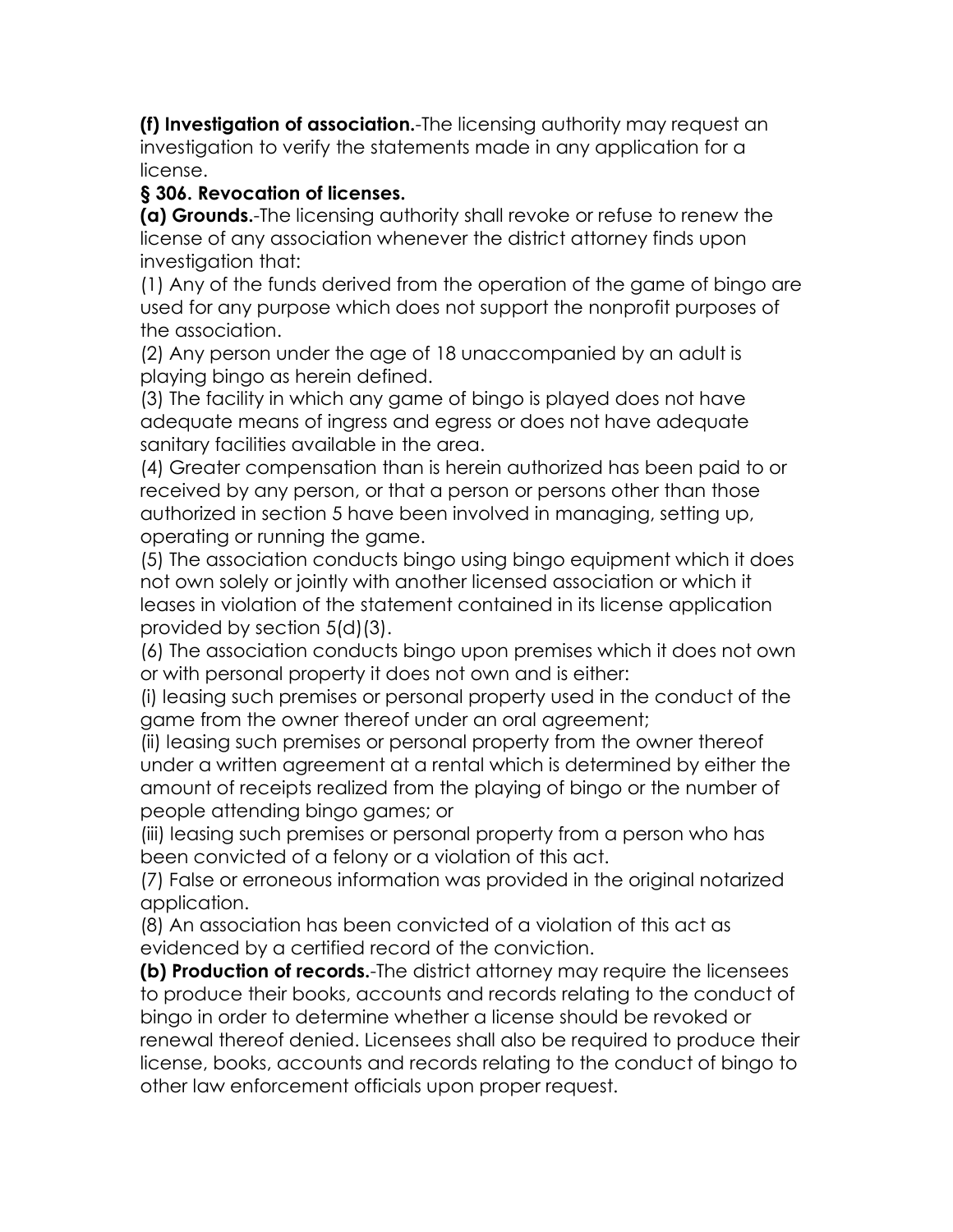**(f) Investigation of association.**-The licensing authority may request an investigation to verify the statements made in any application for a license.

**§ 306. Revocation of licenses.**

**(a) Grounds.**-The licensing authority shall revoke or refuse to renew the license of any association whenever the district attorney finds upon investigation that:

(1) Any of the funds derived from the operation of the game of bingo are used for any purpose which does not support the nonprofit purposes of the association.

(2) Any person under the age of 18 unaccompanied by an adult is playing bingo as herein defined.

(3) The facility in which any game of bingo is played does not have adequate means of ingress and egress or does not have adequate sanitary facilities available in the area.

(4) Greater compensation than is herein authorized has been paid to or received by any person, or that a person or persons other than those authorized in section 5 have been involved in managing, setting up, operating or running the game.

(5) The association conducts bingo using bingo equipment which it does not own solely or jointly with another licensed association or which it leases in violation of the statement contained in its license application provided by section 5(d)(3).

(6) The association conducts bingo upon premises which it does not own or with personal property it does not own and is either:

(i) leasing such premises or personal property used in the conduct of the game from the owner thereof under an oral agreement;

(ii) leasing such premises or personal property from the owner thereof under a written agreement at a rental which is determined by either the amount of receipts realized from the playing of bingo or the number of people attending bingo games; or

(iii) leasing such premises or personal property from a person who has been convicted of a felony or a violation of this act.

(7) False or erroneous information was provided in the original notarized application.

(8) An association has been convicted of a violation of this act as evidenced by a certified record of the conviction.

**(b) Production of records.**-The district attorney may require the licensees to produce their books, accounts and records relating to the conduct of bingo in order to determine whether a license should be revoked or renewal thereof denied. Licensees shall also be required to produce their license, books, accounts and records relating to the conduct of bingo to other law enforcement officials upon proper request.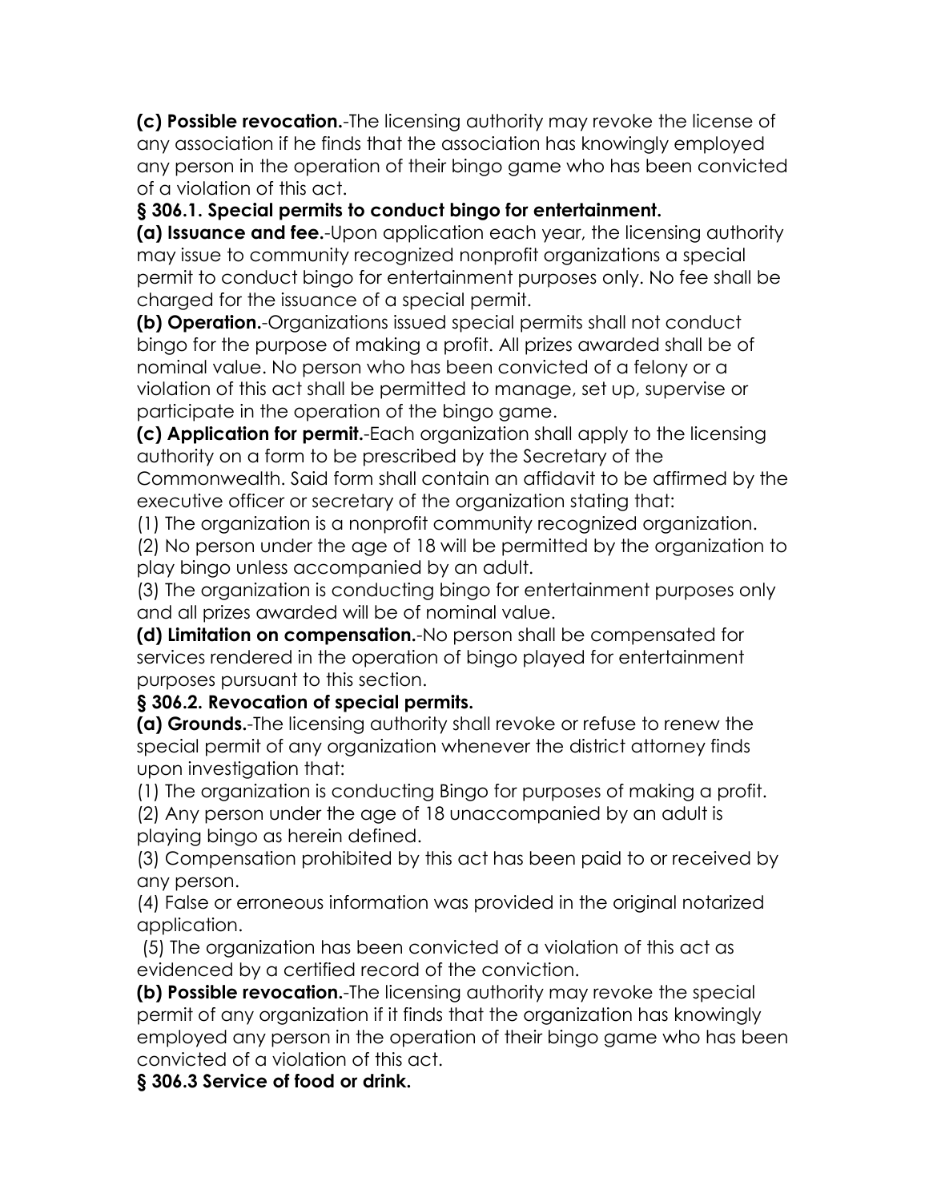**(c) Possible revocation.**-The licensing authority may revoke the license of any association if he finds that the association has knowingly employed any person in the operation of their bingo game who has been convicted of a violation of this act.

**§ 306.1. Special permits to conduct bingo for entertainment.**

**(a) Issuance and fee.**-Upon application each year, the licensing authority may issue to community recognized nonprofit organizations a special permit to conduct bingo for entertainment purposes only. No fee shall be charged for the issuance of a special permit.

**(b) Operation.**-Organizations issued special permits shall not conduct bingo for the purpose of making a profit. All prizes awarded shall be of nominal value. No person who has been convicted of a felony or a violation of this act shall be permitted to manage, set up, supervise or participate in the operation of the bingo game.

**(c) Application for permit.**-Each organization shall apply to the licensing authority on a form to be prescribed by the Secretary of the Commonwealth. Said form shall contain an affidavit to be affirmed by the executive officer or secretary of the organization stating that:

(1) The organization is a nonprofit community recognized organization.

(2) No person under the age of 18 will be permitted by the organization to play bingo unless accompanied by an adult.

(3) The organization is conducting bingo for entertainment purposes only and all prizes awarded will be of nominal value.

**(d) Limitation on compensation.**-No person shall be compensated for services rendered in the operation of bingo played for entertainment purposes pursuant to this section.

**§ 306.2. Revocation of special permits.**

**(a) Grounds.**-The licensing authority shall revoke or refuse to renew the special permit of any organization whenever the district attorney finds upon investigation that:

(1) The organization is conducting Bingo for purposes of making a profit.

(2) Any person under the age of 18 unaccompanied by an adult is playing bingo as herein defined.

(3) Compensation prohibited by this act has been paid to or received by any person.

(4) False or erroneous information was provided in the original notarized application.

(5) The organization has been convicted of a violation of this act as evidenced by a certified record of the conviction.

**(b) Possible revocation.**-The licensing authority may revoke the special permit of any organization if it finds that the organization has knowingly employed any person in the operation of their bingo game who has been convicted of a violation of this act.

**§ 306.3 Service of food or drink.**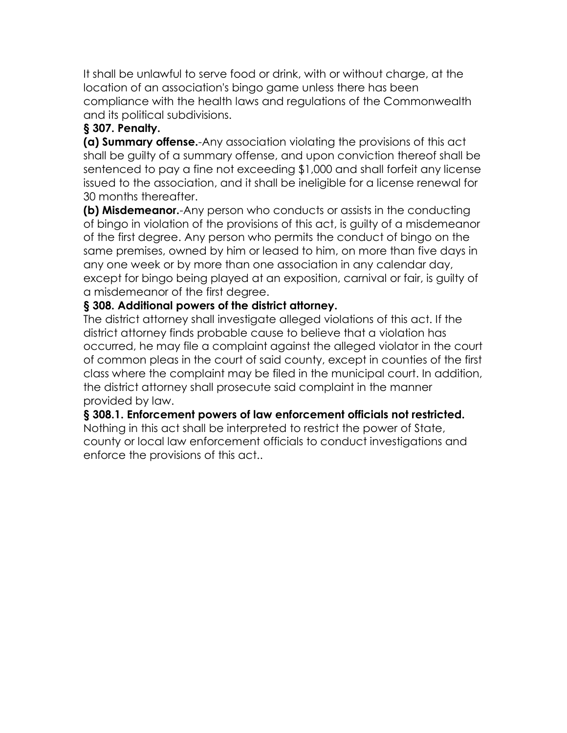It shall be unlawful to serve food or drink, with or without charge, at the location of an association's bingo game unless there has been compliance with the health laws and regulations of the Commonwealth and its political subdivisions.

**§ 307. Penalty.**

**(a) Summary offense.**-Any association violating the provisions of this act shall be guilty of a summary offense, and upon conviction thereof shall be sentenced to pay a fine not exceeding $1,000 and shall forfeit any license issued to the association, and it shall be ineligible for a license renewal for 30 months thereafter.

**(b) Misdemeanor.**-Any person who conducts or assists in the conducting of bingo in violation of the provisions of this act, is guilty of a misdemeanor of the first degree. Any person who permits the conduct of bingo on the same premises, owned by him or leased to him, on more than five days in any one week or by more than one association in any calendar day, except for bingo being played at an exposition, carnival or fair, is guilty of a misdemeanor of the first degree.

**§ 308. Additional powers of the district attorney.**

The district attorney shall investigate alleged violations of this act. If the district attorney finds probable cause to believe that a violation has occurred, he may file a complaint against the alleged violator in the court of common pleas in the court of said county, except in counties of the first class where the complaint may be filed in the municipal court. In addition, the district attorney shall prosecute said complaint in the manner provided by law.

**§ 308.1. Enforcement powers of law enforcement officials not restricted.**

Nothing in this act shall be interpreted to restrict the power of State, county or local law enforcement officials to conduct investigations and enforce the provisions of this act..